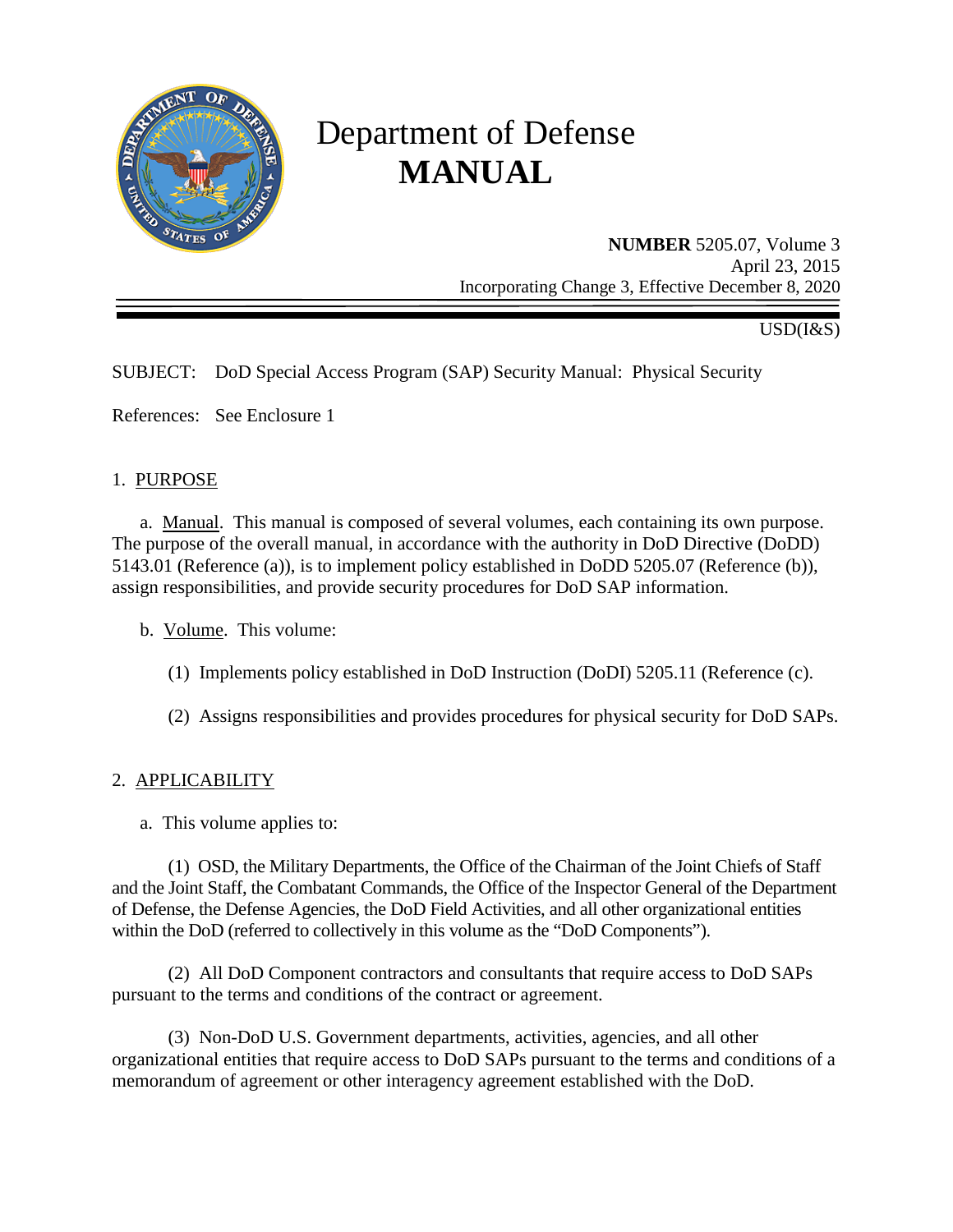# Department of Defense
# MANUAL

**NUMBER** 5205.07, Volume 3
April 23, 2015
Incorporating Change 3, Effective December 8, 2020

USD(I&S)

SUBJECT: DoD Special Access Program (SAP) Security Manual: Physical Security

References: See Enclosure 1

1. PURPOSE

a. Manual. This manual is composed of several volumes, each containing its own purpose. The purpose of the overall manual, in accordance with the authority in DoD Directive (DoDD) 5143.01 (Reference (a)), is to implement policy established in DoDD 5205.07 (Reference (b)), assign responsibilities, and provide security procedures for DoD SAP information.

b. Volume. This volume:

(1) Implements policy established in DoD Instruction (DoDI) 5205.11 (Reference (c).

(2) Assigns responsibilities and provides procedures for physical security for DoD SAPs.

2. APPLICABILITY

a. This volume applies to:

(1) OSD, the Military Departments, the Office of the Chairman of the Joint Chiefs of Staff and the Joint Staff, the Combatant Commands, the Office of the Inspector General of the Department of Defense, the Defense Agencies, the DoD Field Activities, and all other organizational entities within the DoD (referred to collectively in this volume as the "DoD Components").

(2) All DoD Component contractors and consultants that require access to DoD SAPs pursuant to the terms and conditions of the contract or agreement.

(3) Non-DoD U.S. Government departments, activities, agencies, and all other organizational entities that require access to DoD SAPs pursuant to the terms and conditions of a memorandum of agreement or other interagency agreement established with the DoD.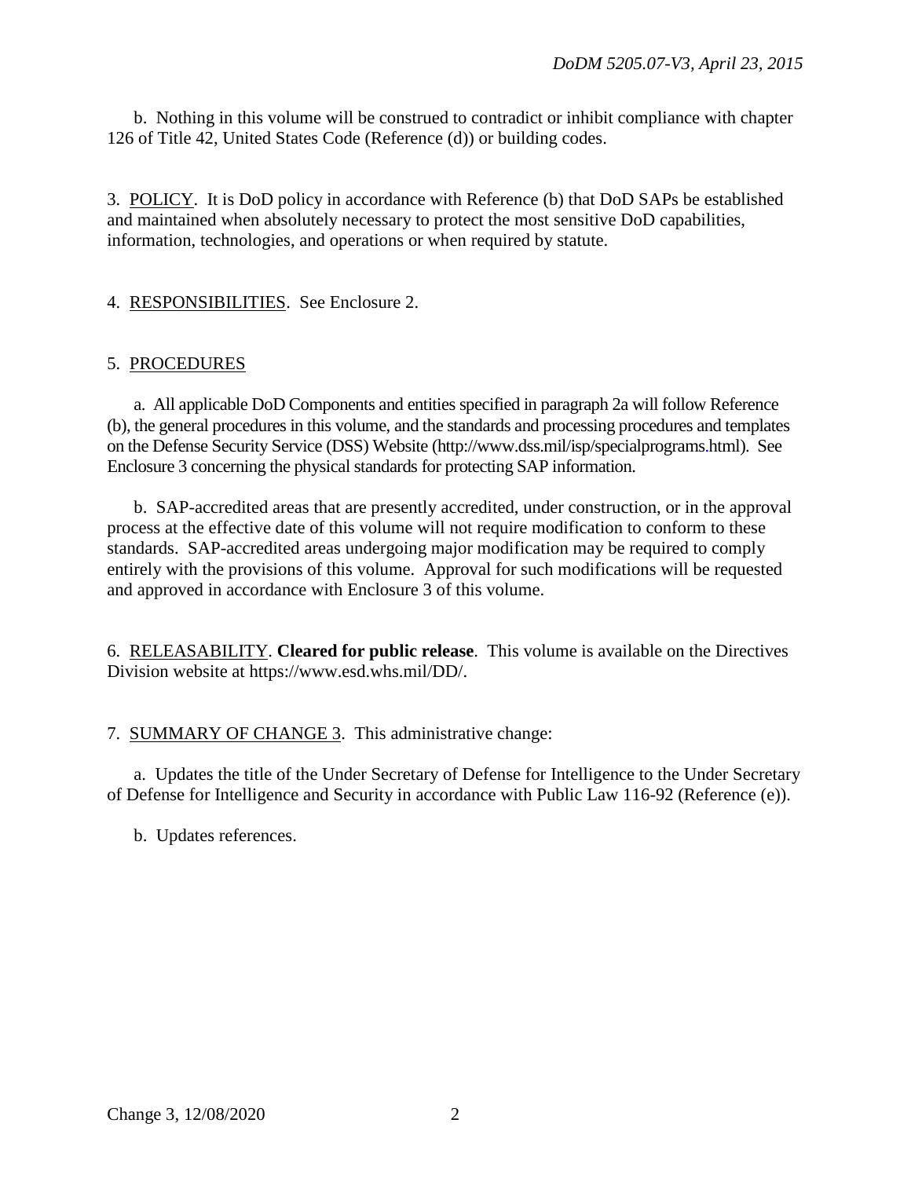b. Nothing in this volume will be construed to contradict or inhibit compliance with chapter 126 of Title 42, United States Code (Reference (d)) or building codes.

3. POLICY. It is DoD policy in accordance with Reference (b) that DoD SAPs be established and maintained when absolutely necessary to protect the most sensitive DoD capabilities, information, technologies, and operations or when required by statute.

4. RESPONSIBILITIES. See Enclosure 2.

5. PROCEDURES

a. All applicable DoD Components and entities specified in paragraph 2a will follow Reference (b), the general procedures in this volume, and the standards and processing procedures and templates on the Defense Security Service (DSS) Website (http://www.dss.mil/isp/specialprograms.html). See Enclosure 3 concerning the physical standards for protecting SAP information.

b. SAP-accredited areas that are presently accredited, under construction, or in the approval process at the effective date of this volume will not require modification to conform to these standards. SAP-accredited areas undergoing major modification may be required to comply entirely with the provisions of this volume. Approval for such modifications will be requested and approved in accordance with Enclosure 3 of this volume.

6. RELEASABILITY. **Cleared for public release**. This volume is available on the Directives Division website at https://www.esd.whs.mil/DD/.

7. SUMMARY OF CHANGE 3. This administrative change:

a. Updates the title of the Under Secretary of Defense for Intelligence to the Under Secretary of Defense for Intelligence and Security in accordance with Public Law 116-92 (Reference (e)).

b. Updates references.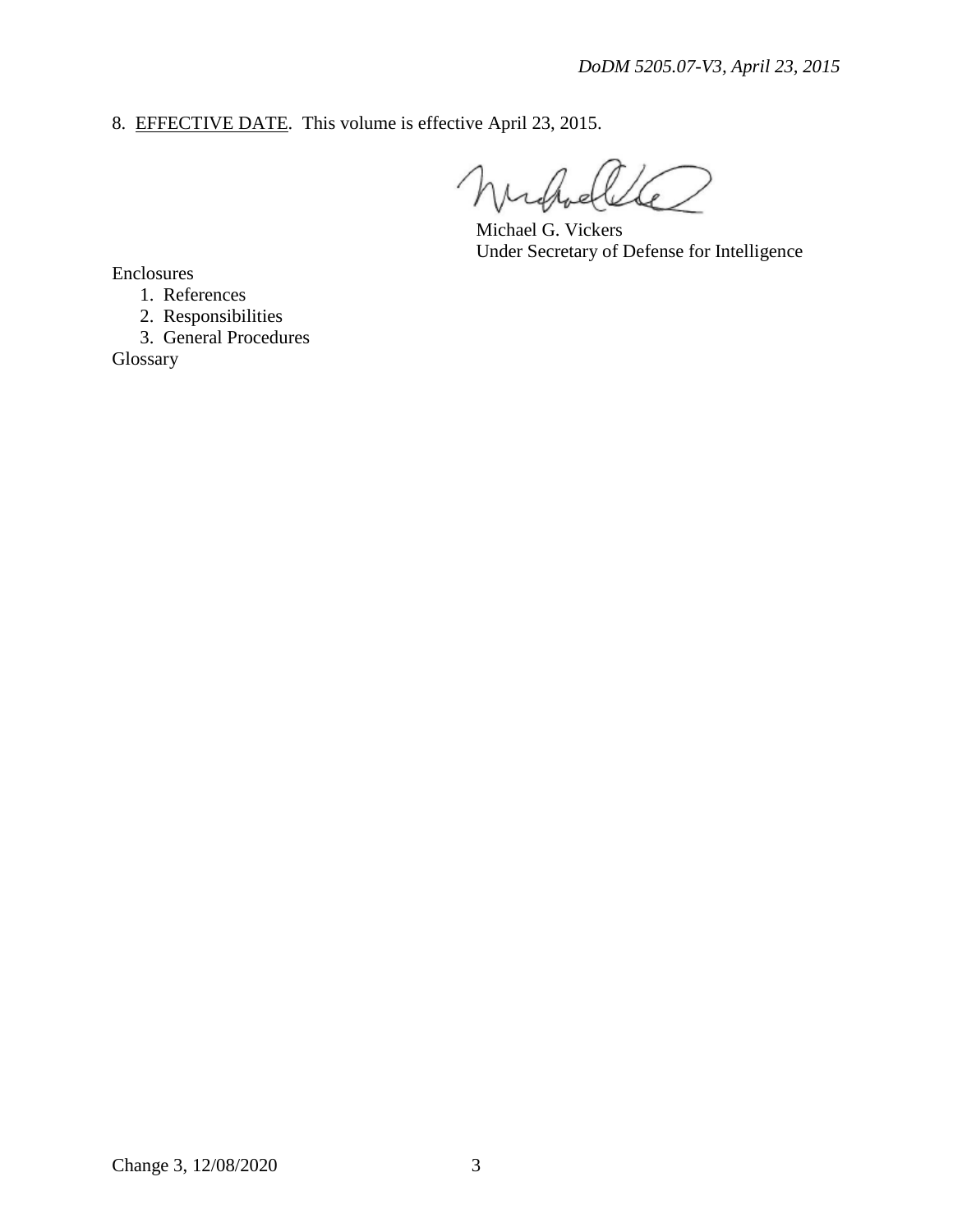8. EFFECTIVE DATE. This volume is effective April 23, 2015.

Michael G. Vickers
Under Secretary of Defense for Intelligence

Enclosures

1. References
2. Responsibilities
3. General Procedures

Glossary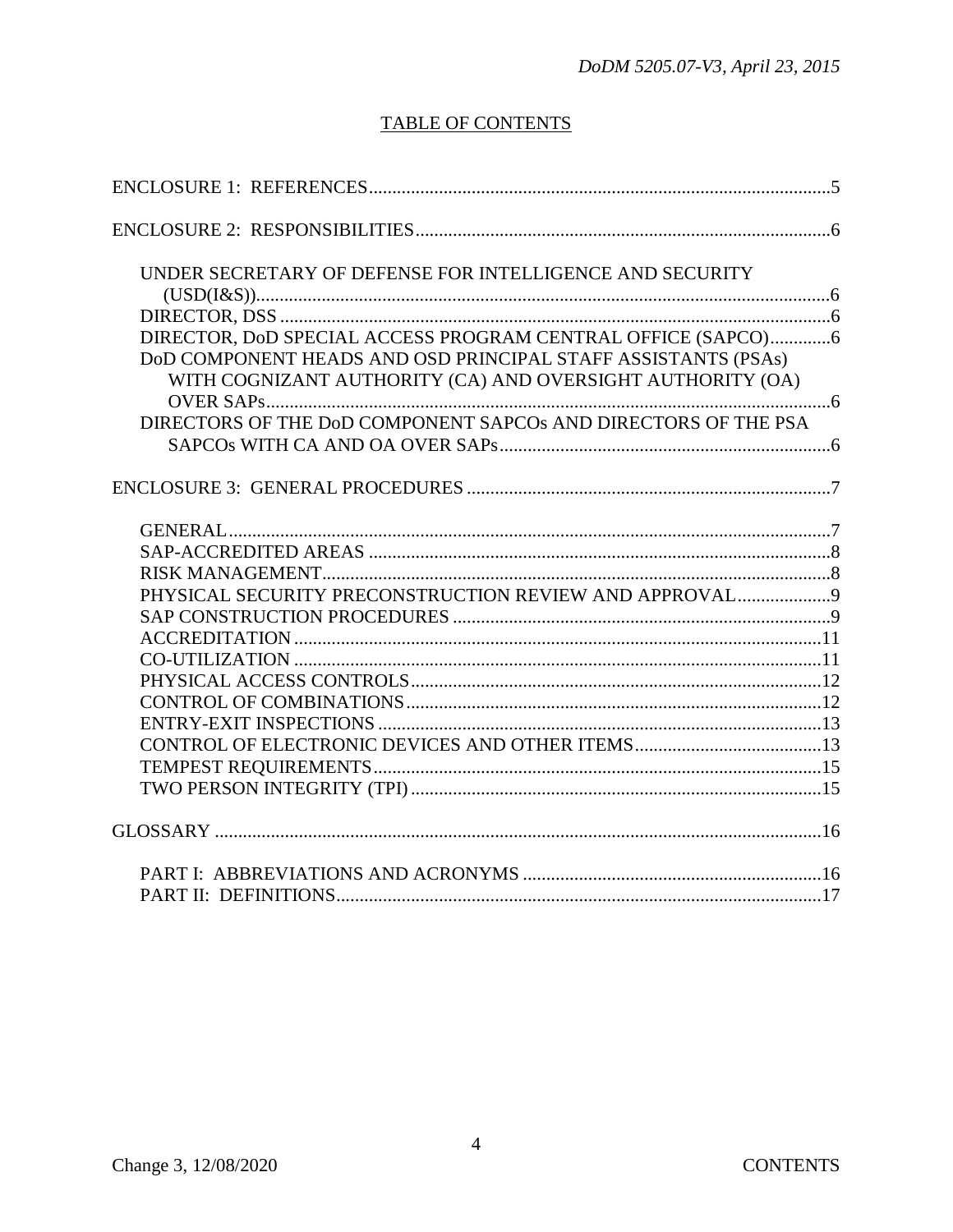## TABLE OF CONTENTS

ENCLOSURE 1: REFERENCES....................................................................................................5

ENCLOSURE 2: RESPONSIBILITIES.........................................................................................6

- UNDER SECRETARY OF DEFENSE FOR INTELLIGENCE AND SECURITY (USD(I&S))...........................................................................................................................6
- DIRECTOR, DSS .......................................................................................................................6
- DIRECTOR, DoD SPECIAL ACCESS PROGRAM CENTRAL OFFICE (SAPCO).............6
- DoD COMPONENT HEADS AND OSD PRINCIPAL STAFF ASSISTANTS (PSAs) WITH COGNIZANT AUTHORITY (CA) AND OVERSIGHT AUTHORITY (OA) OVER SAPs........................................................................................................................6
- DIRECTORS OF THE DoD COMPONENT SAPCOs AND DIRECTORS OF THE PSA SAPCOs WITH CA AND OA OVER SAPs.......................................................................6

ENCLOSURE 3: GENERAL PROCEDURES ..............................................................................7

- GENERAL.................................................................................................................................7
- SAP-ACCREDITED AREAS ...................................................................................................8
- RISK MANAGEMENT.............................................................................................................8
- PHYSICAL SECURITY PRECONSTRUCTION REVIEW AND APPROVAL....................9
- SAP CONSTRUCTION PROCEDURES .................................................................................9
- ACCREDITATION .................................................................................................................11
- CO-UTILIZATION .................................................................................................................11
- PHYSICAL ACCESS CONTROLS........................................................................................12
- CONTROL OF COMBINATIONS.........................................................................................12
- ENTRY-EXIT INSPECTIONS ...............................................................................................13
- CONTROL OF ELECTRONIC DEVICES AND OTHER ITEMS........................................13
- TEMPEST REQUIREMENTS................................................................................................15
- TWO PERSON INTEGRITY (TPI) ........................................................................................15

GLOSSARY ..................................................................................................................................16

- PART I: ABBREVIATIONS AND ACRONYMS ................................................................16
- PART II: DEFINITIONS........................................................................................................17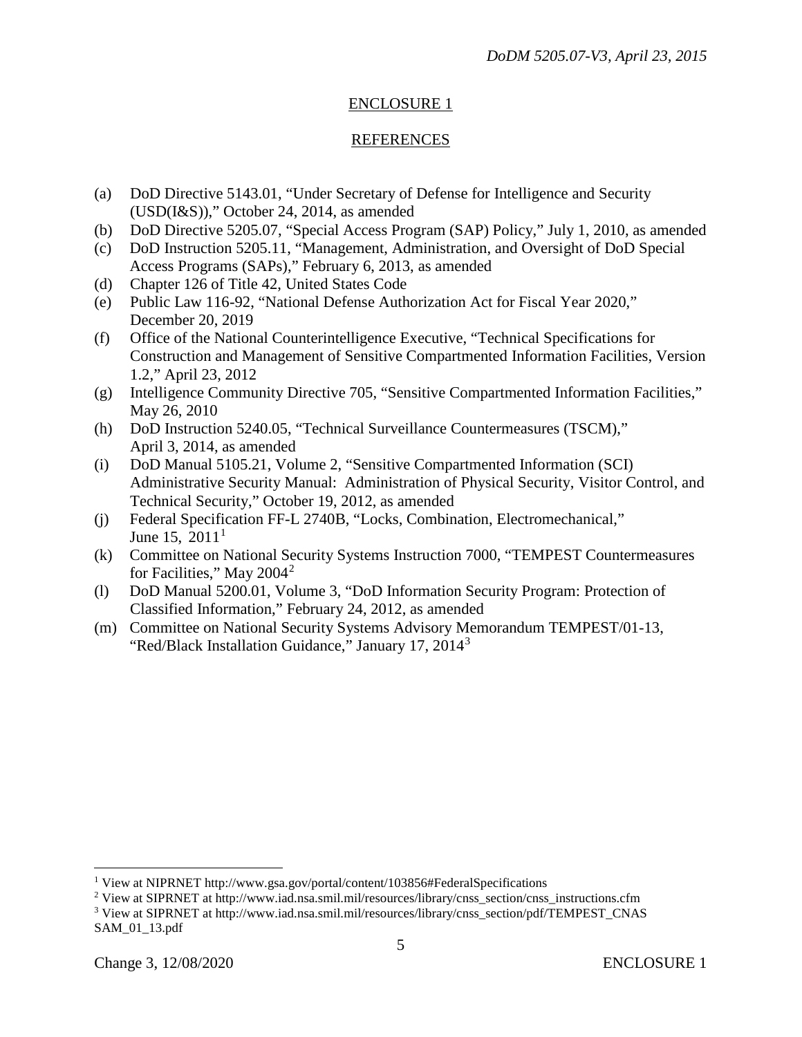## ENCLOSURE 1

## REFERENCES

(a) DoD Directive 5143.01, "Under Secretary of Defense for Intelligence and Security (USD(I&S))," October 24, 2014, as amended
(b) DoD Directive 5205.07, "Special Access Program (SAP) Policy," July 1, 2010, as amended
(c) DoD Instruction 5205.11, "Management, Administration, and Oversight of DoD Special Access Programs (SAPs)," February 6, 2013, as amended
(d) Chapter 126 of Title 42, United States Code
(e) Public Law 116-92, "National Defense Authorization Act for Fiscal Year 2020," December 20, 2019
(f) Office of the National Counterintelligence Executive, "Technical Specifications for Construction and Management of Sensitive Compartmented Information Facilities, Version 1.2," April 23, 2012
(g) Intelligence Community Directive 705, "Sensitive Compartmented Information Facilities," May 26, 2010
(h) DoD Instruction 5240.05, "Technical Surveillance Countermeasures (TSCM)," April 3, 2014, as amended
(i) DoD Manual 5105.21, Volume 2, "Sensitive Compartmented Information (SCI) Administrative Security Manual: Administration of Physical Security, Visitor Control, and Technical Security," October 19, 2012, as amended
(j) Federal Specification FF-L 2740B, "Locks, Combination, Electromechanical," June 15, 2011[1]
(k) Committee on National Security Systems Instruction 7000, "TEMPEST Countermeasures for Facilities," May 2004[2]
(l) DoD Manual 5200.01, Volume 3, "DoD Information Security Program: Protection of Classified Information," February 24, 2012, as amended
(m) Committee on National Security Systems Advisory Memorandum TEMPEST/01-13, "Red/Black Installation Guidance," January 17, 2014[3]

---

[1] View at NIPRNET http://www.gsa.gov/portal/content/103856#FederalSpecifications
[2] View at SIPRNET at http://www.iad.nsa.smil.mil/resources/library/cnss_section/cnss_instructions.cfm
[3] View at SIPRNET at http://www.iad.nsa.smil.mil/resources/library/cnss_section/pdf/TEMPEST_CNASSAM_01_13.pdf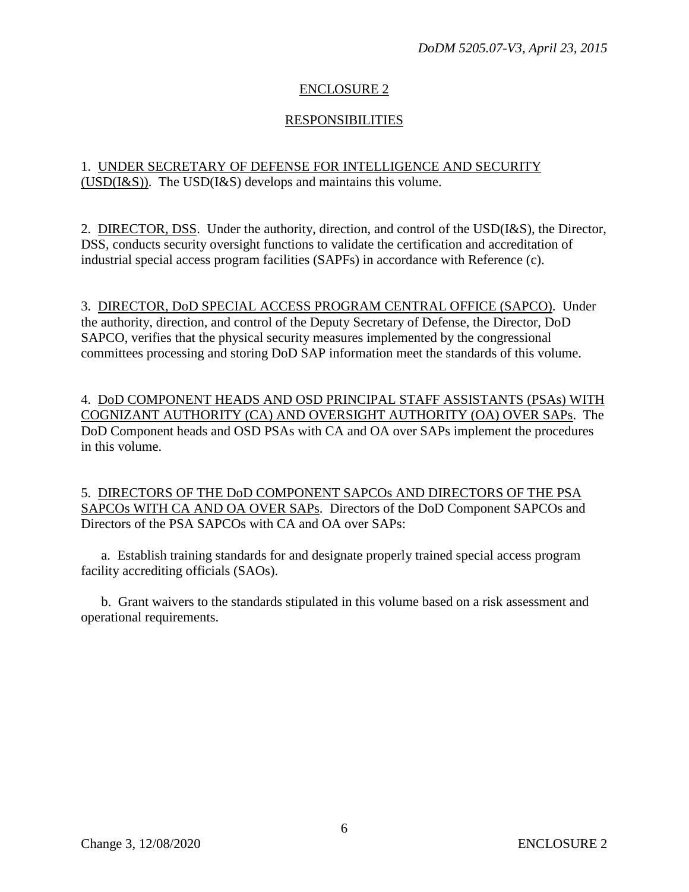## ENCLOSURE 2

## RESPONSIBILITIES

1. UNDER SECRETARY OF DEFENSE FOR INTELLIGENCE AND SECURITY (USD(I&S)). The USD(I&S) develops and maintains this volume.

2. DIRECTOR, DSS. Under the authority, direction, and control of the USD(I&S), the Director, DSS, conducts security oversight functions to validate the certification and accreditation of industrial special access program facilities (SAPFs) in accordance with Reference (c).

3. DIRECTOR, DoD SPECIAL ACCESS PROGRAM CENTRAL OFFICE (SAPCO). Under the authority, direction, and control of the Deputy Secretary of Defense, the Director, DoD SAPCO, verifies that the physical security measures implemented by the congressional committees processing and storing DoD SAP information meet the standards of this volume.

4. DoD COMPONENT HEADS AND OSD PRINCIPAL STAFF ASSISTANTS (PSAs) WITH COGNIZANT AUTHORITY (CA) AND OVERSIGHT AUTHORITY (OA) OVER SAPs. The DoD Component heads and OSD PSAs with CA and OA over SAPs implement the procedures in this volume.

5. DIRECTORS OF THE DoD COMPONENT SAPCOs AND DIRECTORS OF THE PSA SAPCOs WITH CA AND OA OVER SAPs. Directors of the DoD Component SAPCOs and Directors of the PSA SAPCOs with CA and OA over SAPs:

a. Establish training standards for and designate properly trained special access program facility accrediting officials (SAOs).

b. Grant waivers to the standards stipulated in this volume based on a risk assessment and operational requirements.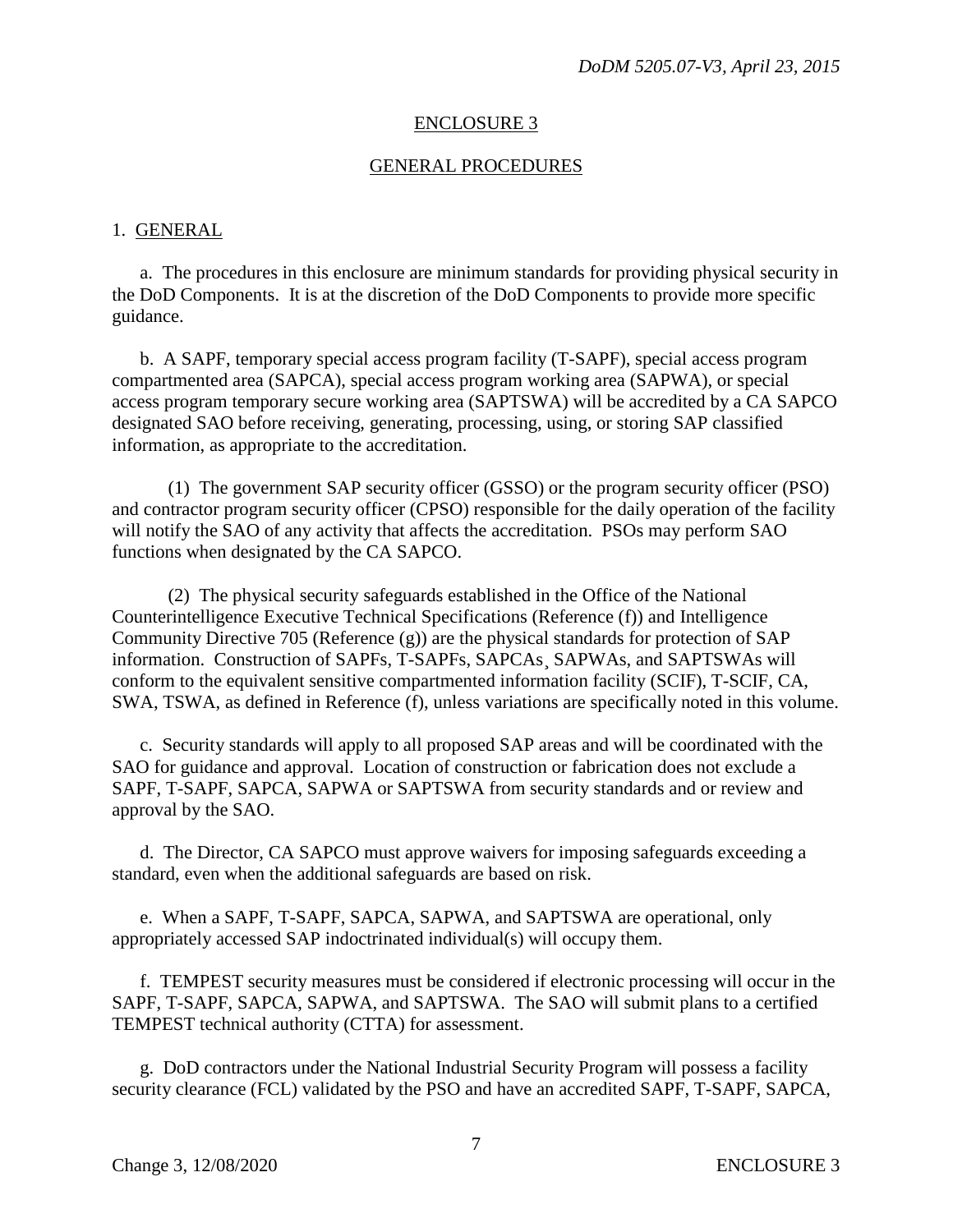## ENCLOSURE 3

## GENERAL PROCEDURES

1. GENERAL

a. The procedures in this enclosure are minimum standards for providing physical security in the DoD Components. It is at the discretion of the DoD Components to provide more specific guidance.

b. A SAPF, temporary special access program facility (T-SAPF), special access program compartmented area (SAPCA), special access program working area (SAPWA), or special access program temporary secure working area (SAPTSWA) will be accredited by a CA SAPCO designated SAO before receiving, generating, processing, using, or storing SAP classified information, as appropriate to the accreditation.

(1) The government SAP security officer (GSSO) or the program security officer (PSO) and contractor program security officer (CPSO) responsible for the daily operation of the facility will notify the SAO of any activity that affects the accreditation. PSOs may perform SAO functions when designated by the CA SAPCO.

(2) The physical security safeguards established in the Office of the National Counterintelligence Executive Technical Specifications (Reference (f)) and Intelligence Community Directive 705 (Reference (g)) are the physical standards for protection of SAP information. Construction of SAPFs, T-SAPFs, SAPCAs¸ SAPWAs, and SAPTSWAs will conform to the equivalent sensitive compartmented information facility (SCIF), T-SCIF, CA, SWA, TSWA, as defined in Reference (f), unless variations are specifically noted in this volume.

c. Security standards will apply to all proposed SAP areas and will be coordinated with the SAO for guidance and approval. Location of construction or fabrication does not exclude a SAPF, T-SAPF, SAPCA, SAPWA or SAPTSWA from security standards and or review and approval by the SAO.

d. The Director, CA SAPCO must approve waivers for imposing safeguards exceeding a standard, even when the additional safeguards are based on risk.

e. When a SAPF, T-SAPF, SAPCA, SAPWA, and SAPTSWA are operational, only appropriately accessed SAP indoctrinated individual(s) will occupy them.

f. TEMPEST security measures must be considered if electronic processing will occur in the SAPF, T-SAPF, SAPCA, SAPWA, and SAPTSWA. The SAO will submit plans to a certified TEMPEST technical authority (CTTA) for assessment.

g. DoD contractors under the National Industrial Security Program will possess a facility security clearance (FCL) validated by the PSO and have an accredited SAPF, T-SAPF, SAPCA,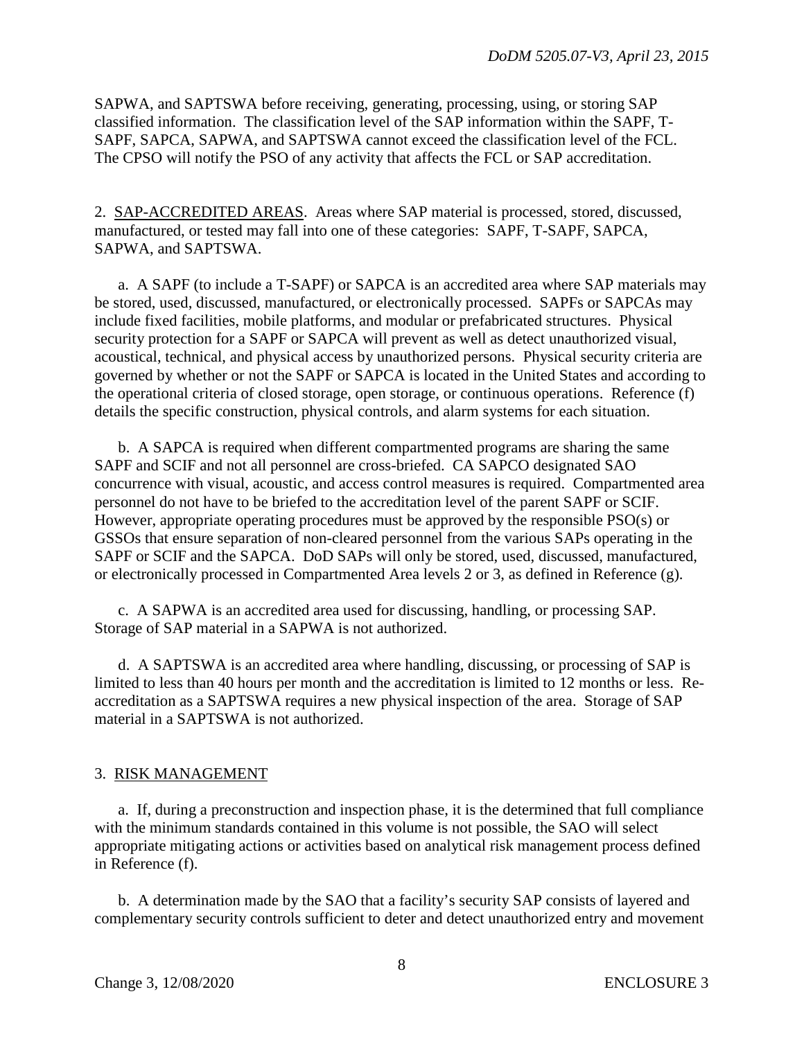SAPWA, and SAPTSWA before receiving, generating, processing, using, or storing SAP classified information. The classification level of the SAP information within the SAPF, T-SAPF, SAPCA, SAPWA, and SAPTSWA cannot exceed the classification level of the FCL. The CPSO will notify the PSO of any activity that affects the FCL or SAP accreditation.

2. SAP-ACCREDITED AREAS. Areas where SAP material is processed, stored, discussed, manufactured, or tested may fall into one of these categories: SAPF, T-SAPF, SAPCA, SAPWA, and SAPTSWA.

a. A SAPF (to include a T-SAPF) or SAPCA is an accredited area where SAP materials may be stored, used, discussed, manufactured, or electronically processed. SAPFs or SAPCAs may include fixed facilities, mobile platforms, and modular or prefabricated structures. Physical security protection for a SAPF or SAPCA will prevent as well as detect unauthorized visual, acoustical, technical, and physical access by unauthorized persons. Physical security criteria are governed by whether or not the SAPF or SAPCA is located in the United States and according to the operational criteria of closed storage, open storage, or continuous operations. Reference (f) details the specific construction, physical controls, and alarm systems for each situation.

b. A SAPCA is required when different compartmented programs are sharing the same SAPF and SCIF and not all personnel are cross-briefed. CA SAPCO designated SAO concurrence with visual, acoustic, and access control measures is required. Compartmented area personnel do not have to be briefed to the accreditation level of the parent SAPF or SCIF. However, appropriate operating procedures must be approved by the responsible PSO(s) or GSSOs that ensure separation of non-cleared personnel from the various SAPs operating in the SAPF or SCIF and the SAPCA. DoD SAPs will only be stored, used, discussed, manufactured, or electronically processed in Compartmented Area levels 2 or 3, as defined in Reference (g).

c. A SAPWA is an accredited area used for discussing, handling, or processing SAP. Storage of SAP material in a SAPWA is not authorized.

d. A SAPTSWA is an accredited area where handling, discussing, or processing of SAP is limited to less than 40 hours per month and the accreditation is limited to 12 months or less. Re-accreditation as a SAPTSWA requires a new physical inspection of the area. Storage of SAP material in a SAPTSWA is not authorized.

3. RISK MANAGEMENT

a. If, during a preconstruction and inspection phase, it is the determined that full compliance with the minimum standards contained in this volume is not possible, the SAO will select appropriate mitigating actions or activities based on analytical risk management process defined in Reference (f).

b. A determination made by the SAO that a facility's security SAP consists of layered and complementary security controls sufficient to deter and detect unauthorized entry and movement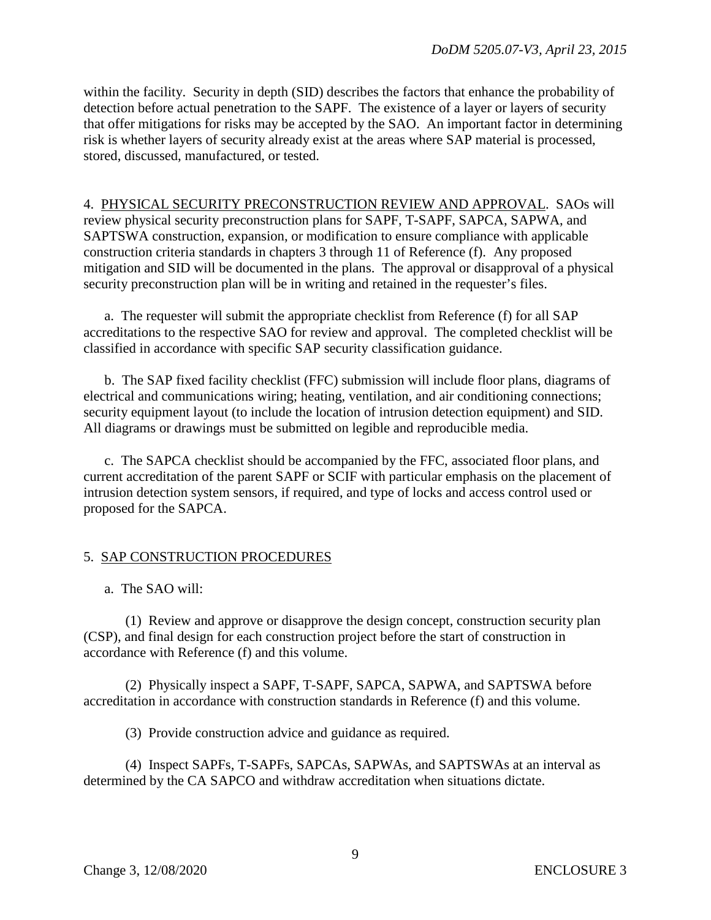within the facility. Security in depth (SID) describes the factors that enhance the probability of detection before actual penetration to the SAPF. The existence of a layer or layers of security that offer mitigations for risks may be accepted by the SAO. An important factor in determining risk is whether layers of security already exist at the areas where SAP material is processed, stored, discussed, manufactured, or tested.

4. PHYSICAL SECURITY PRECONSTRUCTION REVIEW AND APPROVAL. SAOs will review physical security preconstruction plans for SAPF, T-SAPF, SAPCA, SAPWA, and SAPTSWA construction, expansion, or modification to ensure compliance with applicable construction criteria standards in chapters 3 through 11 of Reference (f). Any proposed mitigation and SID will be documented in the plans. The approval or disapproval of a physical security preconstruction plan will be in writing and retained in the requester's files.

a. The requester will submit the appropriate checklist from Reference (f) for all SAP accreditations to the respective SAO for review and approval. The completed checklist will be classified in accordance with specific SAP security classification guidance.

b. The SAP fixed facility checklist (FFC) submission will include floor plans, diagrams of electrical and communications wiring; heating, ventilation, and air conditioning connections; security equipment layout (to include the location of intrusion detection equipment) and SID. All diagrams or drawings must be submitted on legible and reproducible media.

c. The SAPCA checklist should be accompanied by the FFC, associated floor plans, and current accreditation of the parent SAPF or SCIF with particular emphasis on the placement of intrusion detection system sensors, if required, and type of locks and access control used or proposed for the SAPCA.

5. SAP CONSTRUCTION PROCEDURES

a. The SAO will:

(1) Review and approve or disapprove the design concept, construction security plan (CSP), and final design for each construction project before the start of construction in accordance with Reference (f) and this volume.

(2) Physically inspect a SAPF, T-SAPF, SAPCA, SAPWA, and SAPTSWA before accreditation in accordance with construction standards in Reference (f) and this volume.

(3) Provide construction advice and guidance as required.

(4) Inspect SAPFs, T-SAPFs, SAPCAs, SAPWAs, and SAPTSWAs at an interval as determined by the CA SAPCO and withdraw accreditation when situations dictate.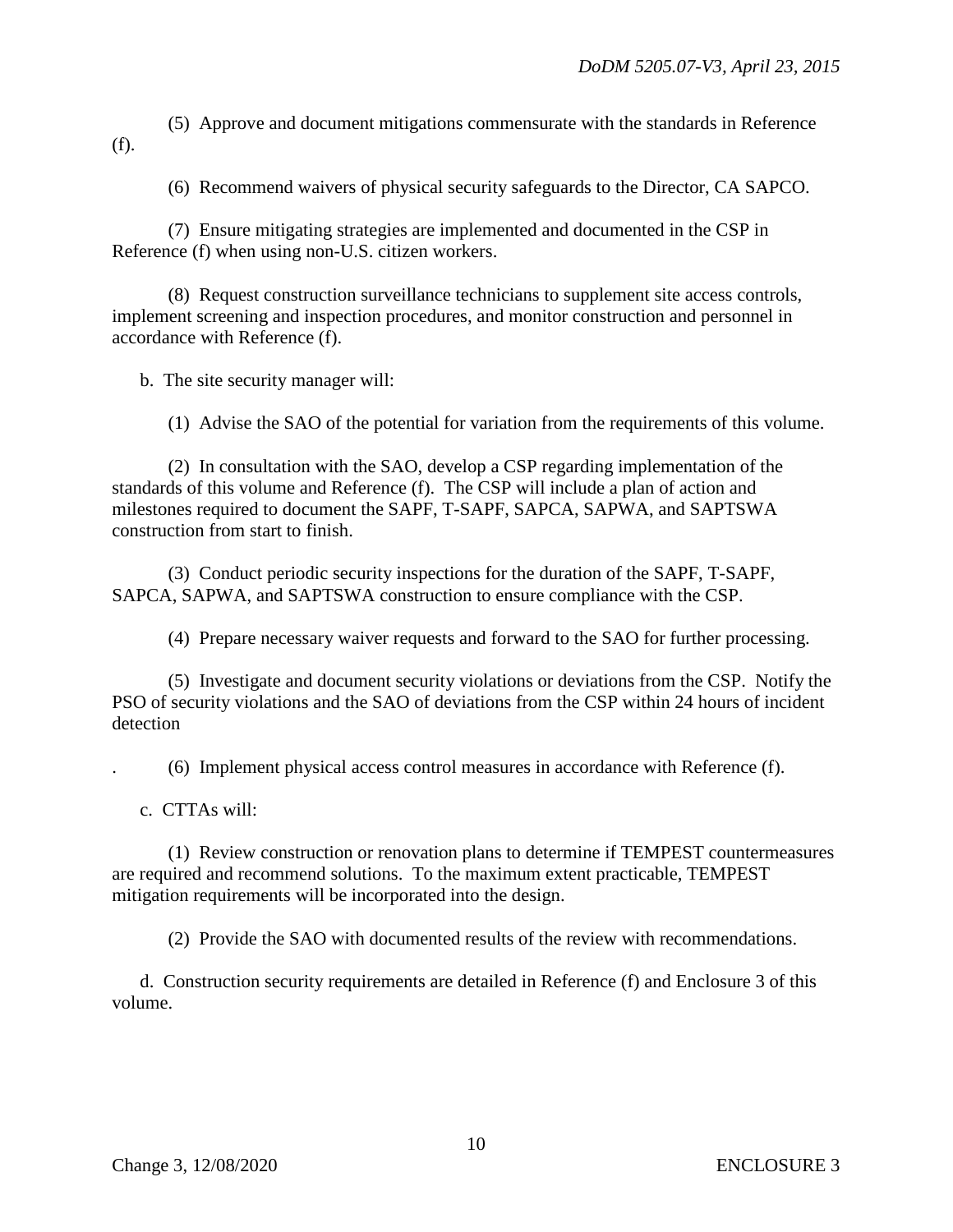(5) Approve and document mitigations commensurate with the standards in Reference (f).

(6) Recommend waivers of physical security safeguards to the Director, CA SAPCO.

(7) Ensure mitigating strategies are implemented and documented in the CSP in Reference (f) when using non-U.S. citizen workers.

(8) Request construction surveillance technicians to supplement site access controls, implement screening and inspection procedures, and monitor construction and personnel in accordance with Reference (f).

b. The site security manager will:

(1) Advise the SAO of the potential for variation from the requirements of this volume.

(2) In consultation with the SAO, develop a CSP regarding implementation of the standards of this volume and Reference (f). The CSP will include a plan of action and milestones required to document the SAPF, T-SAPF, SAPCA, SAPWA, and SAPTSWA construction from start to finish.

(3) Conduct periodic security inspections for the duration of the SAPF, T-SAPF, SAPCA, SAPWA, and SAPTSWA construction to ensure compliance with the CSP.

(4) Prepare necessary waiver requests and forward to the SAO for further processing.

(5) Investigate and document security violations or deviations from the CSP. Notify the PSO of security violations and the SAO of deviations from the CSP within 24 hours of incident detection

. (6) Implement physical access control measures in accordance with Reference (f).

c. CTTAs will:

(1) Review construction or renovation plans to determine if TEMPEST countermeasures are required and recommend solutions. To the maximum extent practicable, TEMPEST mitigation requirements will be incorporated into the design.

(2) Provide the SAO with documented results of the review with recommendations.

d. Construction security requirements are detailed in Reference (f) and Enclosure 3 of this volume.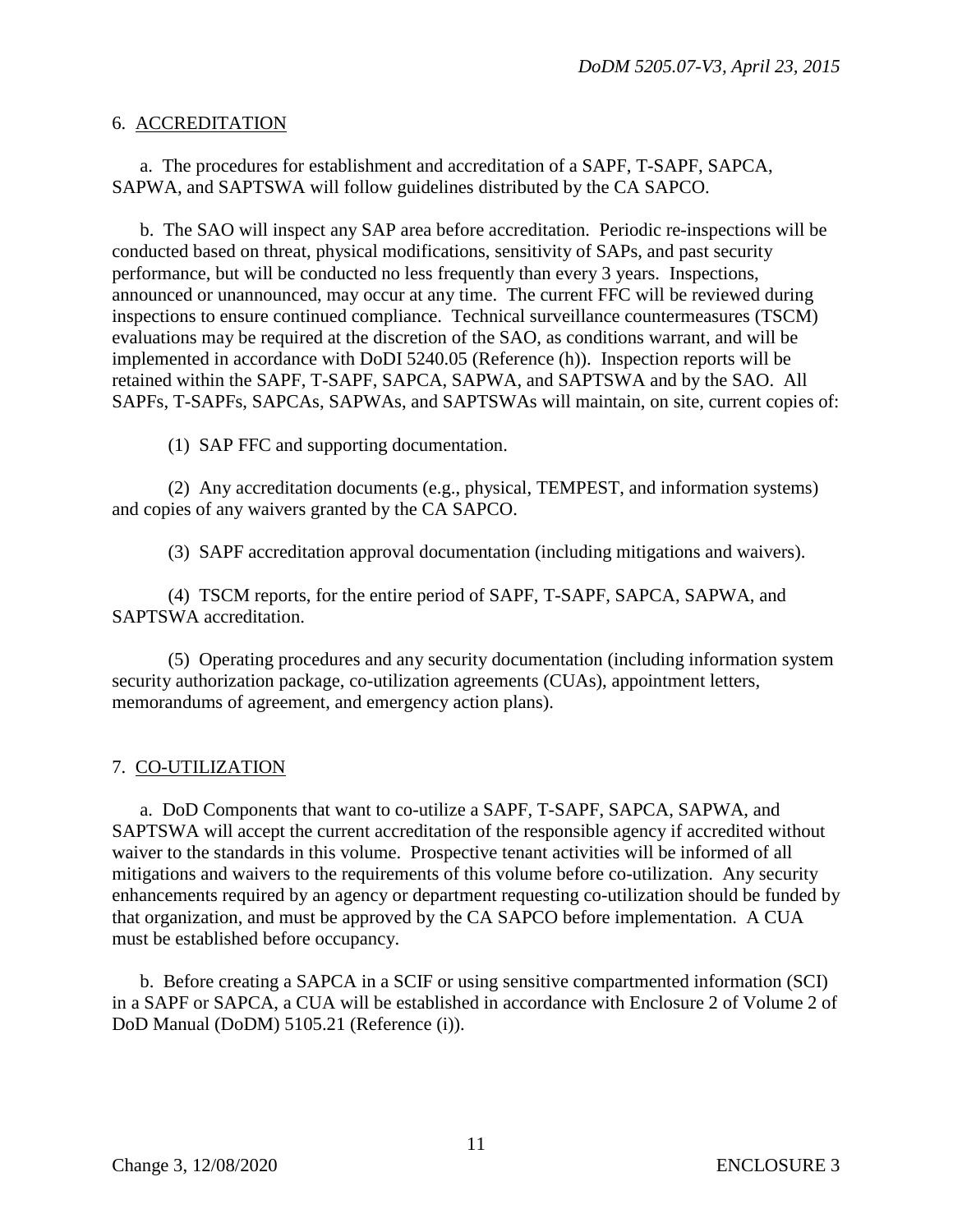## 6. ACCREDITATION

a. The procedures for establishment and accreditation of a SAPF, T-SAPF, SAPCA, SAPWA, and SAPTSWA will follow guidelines distributed by the CA SAPCO.

b. The SAO will inspect any SAP area before accreditation. Periodic re-inspections will be conducted based on threat, physical modifications, sensitivity of SAPs, and past security performance, but will be conducted no less frequently than every 3 years. Inspections, announced or unannounced, may occur at any time. The current FFC will be reviewed during inspections to ensure continued compliance. Technical surveillance countermeasures (TSCM) evaluations may be required at the discretion of the SAO, as conditions warrant, and will be implemented in accordance with DoDI 5240.05 (Reference (h)). Inspection reports will be retained within the SAPF, T-SAPF, SAPCA, SAPWA, and SAPTSWA and by the SAO. All SAPFs, T-SAPFs, SAPCAs, SAPWAs, and SAPTSWAs will maintain, on site, current copies of:

(1) SAP FFC and supporting documentation.

(2) Any accreditation documents (e.g., physical, TEMPEST, and information systems) and copies of any waivers granted by the CA SAPCO.

(3) SAPF accreditation approval documentation (including mitigations and waivers).

(4) TSCM reports, for the entire period of SAPF, T-SAPF, SAPCA, SAPWA, and SAPTSWA accreditation.

(5) Operating procedures and any security documentation (including information system security authorization package, co-utilization agreements (CUAs), appointment letters, memorandums of agreement, and emergency action plans).

## 7. CO-UTILIZATION

a. DoD Components that want to co-utilize a SAPF, T-SAPF, SAPCA, SAPWA, and SAPTSWA will accept the current accreditation of the responsible agency if accredited without waiver to the standards in this volume. Prospective tenant activities will be informed of all mitigations and waivers to the requirements of this volume before co-utilization. Any security enhancements required by an agency or department requesting co-utilization should be funded by that organization, and must be approved by the CA SAPCO before implementation. A CUA must be established before occupancy.

b. Before creating a SAPCA in a SCIF or using sensitive compartmented information (SCI) in a SAPF or SAPCA, a CUA will be established in accordance with Enclosure 2 of Volume 2 of DoD Manual (DoDM) 5105.21 (Reference (i)).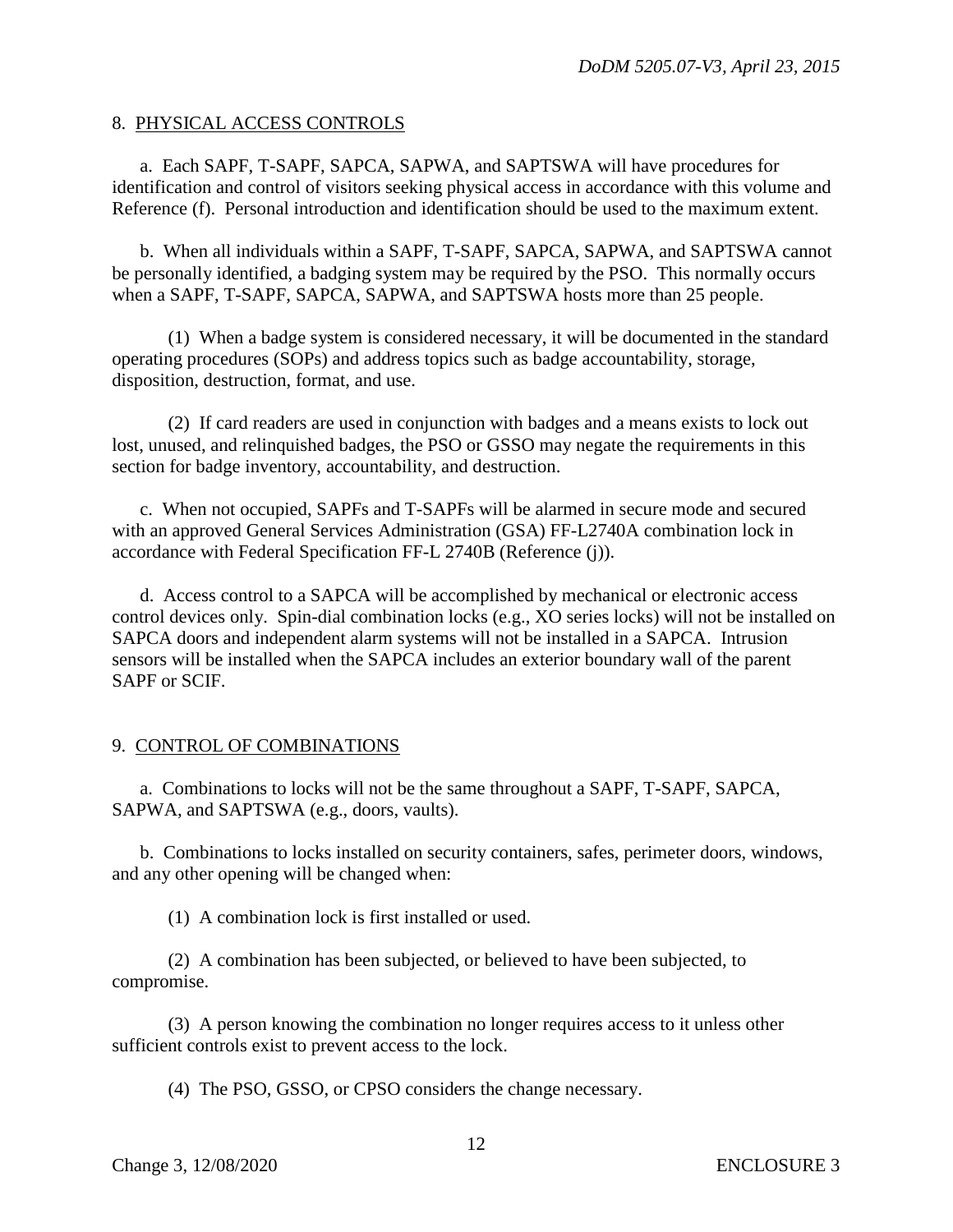8. PHYSICAL ACCESS CONTROLS

a. Each SAPF, T-SAPF, SAPCA, SAPWA, and SAPTSWA will have procedures for identification and control of visitors seeking physical access in accordance with this volume and Reference (f). Personal introduction and identification should be used to the maximum extent.

b. When all individuals within a SAPF, T-SAPF, SAPCA, SAPWA, and SAPTSWA cannot be personally identified, a badging system may be required by the PSO. This normally occurs when a SAPF, T-SAPF, SAPCA, SAPWA, and SAPTSWA hosts more than 25 people.

(1) When a badge system is considered necessary, it will be documented in the standard operating procedures (SOPs) and address topics such as badge accountability, storage, disposition, destruction, format, and use.

(2) If card readers are used in conjunction with badges and a means exists to lock out lost, unused, and relinquished badges, the PSO or GSSO may negate the requirements in this section for badge inventory, accountability, and destruction.

c. When not occupied, SAPFs and T-SAPFs will be alarmed in secure mode and secured with an approved General Services Administration (GSA) FF-L2740A combination lock in accordance with Federal Specification FF-L 2740B (Reference (j)).

d. Access control to a SAPCA will be accomplished by mechanical or electronic access control devices only. Spin-dial combination locks (e.g., XO series locks) will not be installed on SAPCA doors and independent alarm systems will not be installed in a SAPCA. Intrusion sensors will be installed when the SAPCA includes an exterior boundary wall of the parent SAPF or SCIF.

9. CONTROL OF COMBINATIONS

a. Combinations to locks will not be the same throughout a SAPF, T-SAPF, SAPCA, SAPWA, and SAPTSWA (e.g., doors, vaults).

b. Combinations to locks installed on security containers, safes, perimeter doors, windows, and any other opening will be changed when:

(1) A combination lock is first installed or used.

(2) A combination has been subjected, or believed to have been subjected, to compromise.

(3) A person knowing the combination no longer requires access to it unless other sufficient controls exist to prevent access to the lock.

(4) The PSO, GSSO, or CPSO considers the change necessary.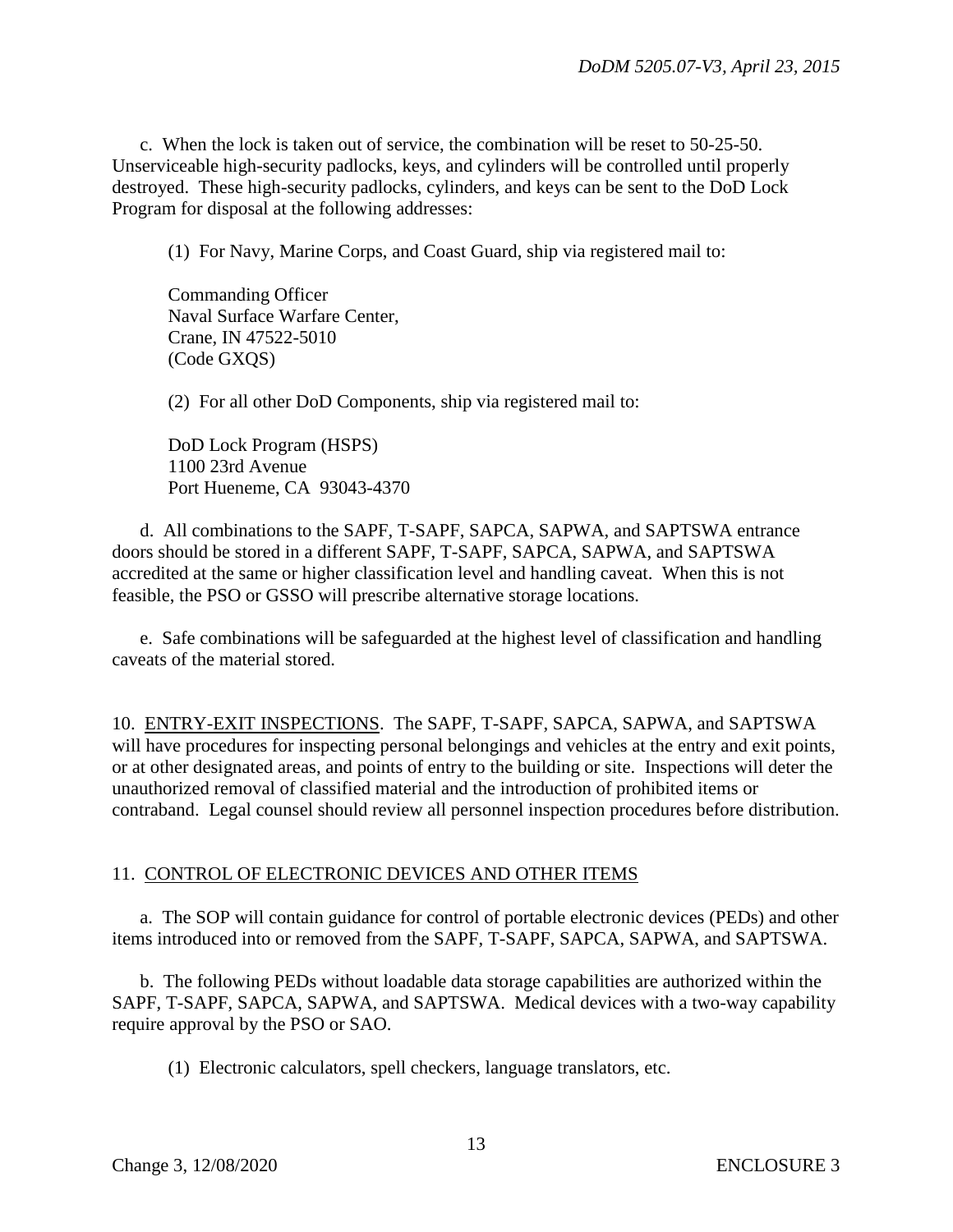c. When the lock is taken out of service, the combination will be reset to 50-25-50. Unserviceable high-security padlocks, keys, and cylinders will be controlled until properly destroyed. These high-security padlocks, cylinders, and keys can be sent to the DoD Lock Program for disposal at the following addresses:

(1) For Navy, Marine Corps, and Coast Guard, ship via registered mail to:

Commanding Officer
Naval Surface Warfare Center,
Crane, IN 47522-5010
(Code GXQS)

(2) For all other DoD Components, ship via registered mail to:

DoD Lock Program (HSPS)
1100 23rd Avenue
Port Hueneme, CA 93043-4370

d. All combinations to the SAPF, T-SAPF, SAPCA, SAPWA, and SAPTSWA entrance doors should be stored in a different SAPF, T-SAPF, SAPCA, SAPWA, and SAPTSWA accredited at the same or higher classification level and handling caveat. When this is not feasible, the PSO or GSSO will prescribe alternative storage locations.

e. Safe combinations will be safeguarded at the highest level of classification and handling caveats of the material stored.

10. ENTRY-EXIT INSPECTIONS. The SAPF, T-SAPF, SAPCA, SAPWA, and SAPTSWA will have procedures for inspecting personal belongings and vehicles at the entry and exit points, or at other designated areas, and points of entry to the building or site. Inspections will deter the unauthorized removal of classified material and the introduction of prohibited items or contraband. Legal counsel should review all personnel inspection procedures before distribution.

11. CONTROL OF ELECTRONIC DEVICES AND OTHER ITEMS

a. The SOP will contain guidance for control of portable electronic devices (PEDs) and other items introduced into or removed from the SAPF, T-SAPF, SAPCA, SAPWA, and SAPTSWA.

b. The following PEDs without loadable data storage capabilities are authorized within the SAPF, T-SAPF, SAPCA, SAPWA, and SAPTSWA. Medical devices with a two-way capability require approval by the PSO or SAO.

(1) Electronic calculators, spell checkers, language translators, etc.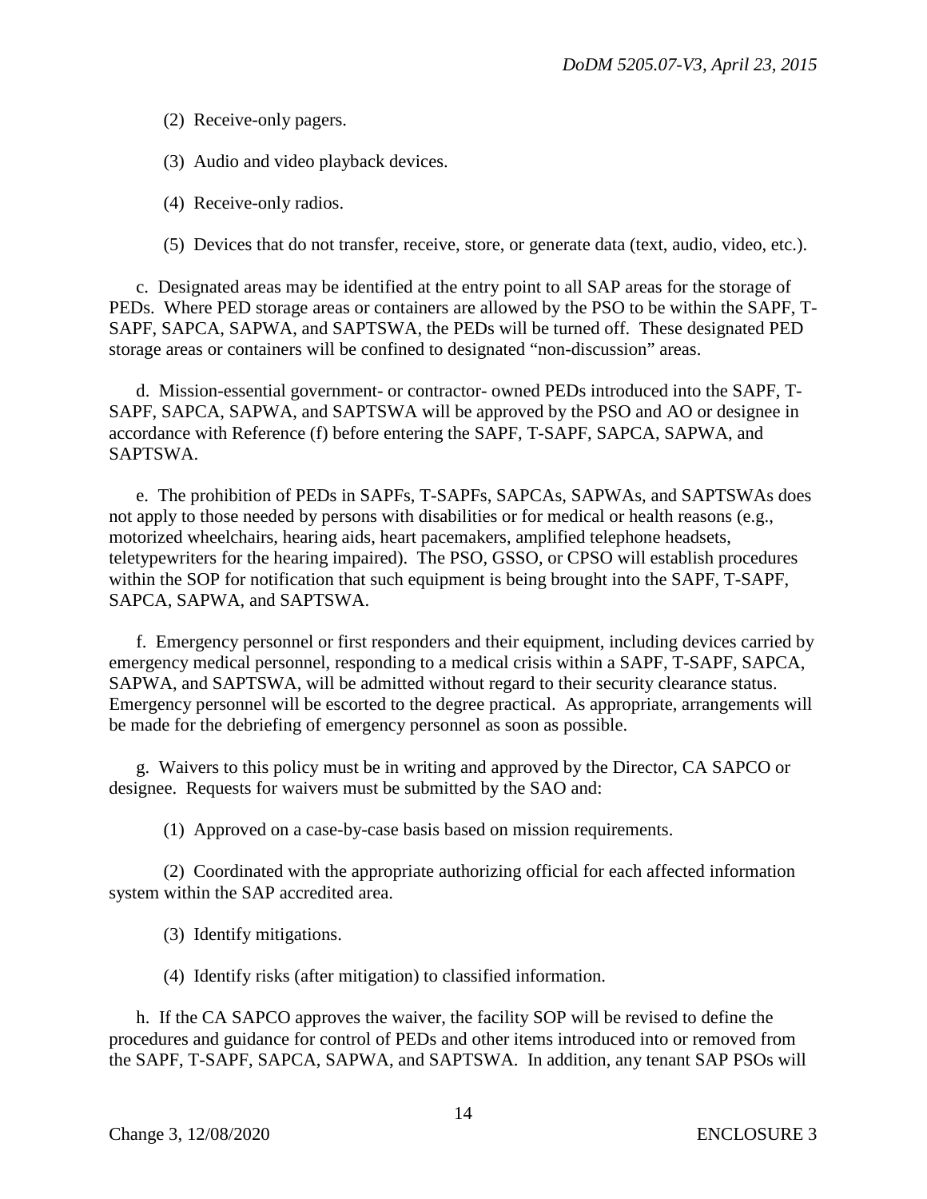(2) Receive-only pagers.

(3) Audio and video playback devices.

(4) Receive-only radios.

(5) Devices that do not transfer, receive, store, or generate data (text, audio, video, etc.).

c. Designated areas may be identified at the entry point to all SAP areas for the storage of PEDs. Where PED storage areas or containers are allowed by the PSO to be within the SAPF, T-SAPF, SAPCA, SAPWA, and SAPTSWA, the PEDs will be turned off. These designated PED storage areas or containers will be confined to designated "non-discussion" areas.

d. Mission-essential government- or contractor- owned PEDs introduced into the SAPF, T-SAPF, SAPCA, SAPWA, and SAPTSWA will be approved by the PSO and AO or designee in accordance with Reference (f) before entering the SAPF, T-SAPF, SAPCA, SAPWA, and SAPTSWA.

e. The prohibition of PEDs in SAPFs, T-SAPFs, SAPCAs, SAPWAs, and SAPTSWAs does not apply to those needed by persons with disabilities or for medical or health reasons (e.g., motorized wheelchairs, hearing aids, heart pacemakers, amplified telephone headsets, teletypewriters for the hearing impaired). The PSO, GSSO, or CPSO will establish procedures within the SOP for notification that such equipment is being brought into the SAPF, T-SAPF, SAPCA, SAPWA, and SAPTSWA.

f. Emergency personnel or first responders and their equipment, including devices carried by emergency medical personnel, responding to a medical crisis within a SAPF, T-SAPF, SAPCA, SAPWA, and SAPTSWA, will be admitted without regard to their security clearance status. Emergency personnel will be escorted to the degree practical. As appropriate, arrangements will be made for the debriefing of emergency personnel as soon as possible.

g. Waivers to this policy must be in writing and approved by the Director, CA SAPCO or designee. Requests for waivers must be submitted by the SAO and:

(1) Approved on a case-by-case basis based on mission requirements.

(2) Coordinated with the appropriate authorizing official for each affected information system within the SAP accredited area.

(3) Identify mitigations.

(4) Identify risks (after mitigation) to classified information.

h. If the CA SAPCO approves the waiver, the facility SOP will be revised to define the procedures and guidance for control of PEDs and other items introduced into or removed from the SAPF, T-SAPF, SAPCA, SAPWA, and SAPTSWA. In addition, any tenant SAP PSOs will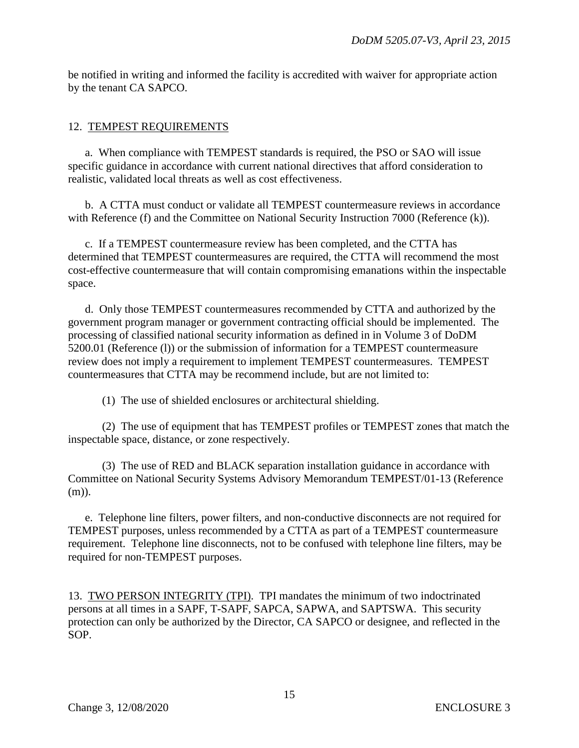be notified in writing and informed the facility is accredited with waiver for appropriate action by the tenant CA SAPCO.

12. TEMPEST REQUIREMENTS

a. When compliance with TEMPEST standards is required, the PSO or SAO will issue specific guidance in accordance with current national directives that afford consideration to realistic, validated local threats as well as cost effectiveness.

b. A CTTA must conduct or validate all TEMPEST countermeasure reviews in accordance with Reference (f) and the Committee on National Security Instruction 7000 (Reference (k)).

c. If a TEMPEST countermeasure review has been completed, and the CTTA has determined that TEMPEST countermeasures are required, the CTTA will recommend the most cost-effective countermeasure that will contain compromising emanations within the inspectable space.

d. Only those TEMPEST countermeasures recommended by CTTA and authorized by the government program manager or government contracting official should be implemented. The processing of classified national security information as defined in in Volume 3 of DoDM 5200.01 (Reference (l)) or the submission of information for a TEMPEST countermeasure review does not imply a requirement to implement TEMPEST countermeasures. TEMPEST countermeasures that CTTA may be recommend include, but are not limited to:

(1) The use of shielded enclosures or architectural shielding.

(2) The use of equipment that has TEMPEST profiles or TEMPEST zones that match the inspectable space, distance, or zone respectively.

(3) The use of RED and BLACK separation installation guidance in accordance with Committee on National Security Systems Advisory Memorandum TEMPEST/01-13 (Reference (m)).

e. Telephone line filters, power filters, and non-conductive disconnects are not required for TEMPEST purposes, unless recommended by a CTTA as part of a TEMPEST countermeasure requirement. Telephone line disconnects, not to be confused with telephone line filters, may be required for non-TEMPEST purposes.

13. TWO PERSON INTEGRITY (TPI). TPI mandates the minimum of two indoctrinated persons at all times in a SAPF, T-SAPF, SAPCA, SAPWA, and SAPTSWA. This security protection can only be authorized by the Director, CA SAPCO or designee, and reflected in the SOP.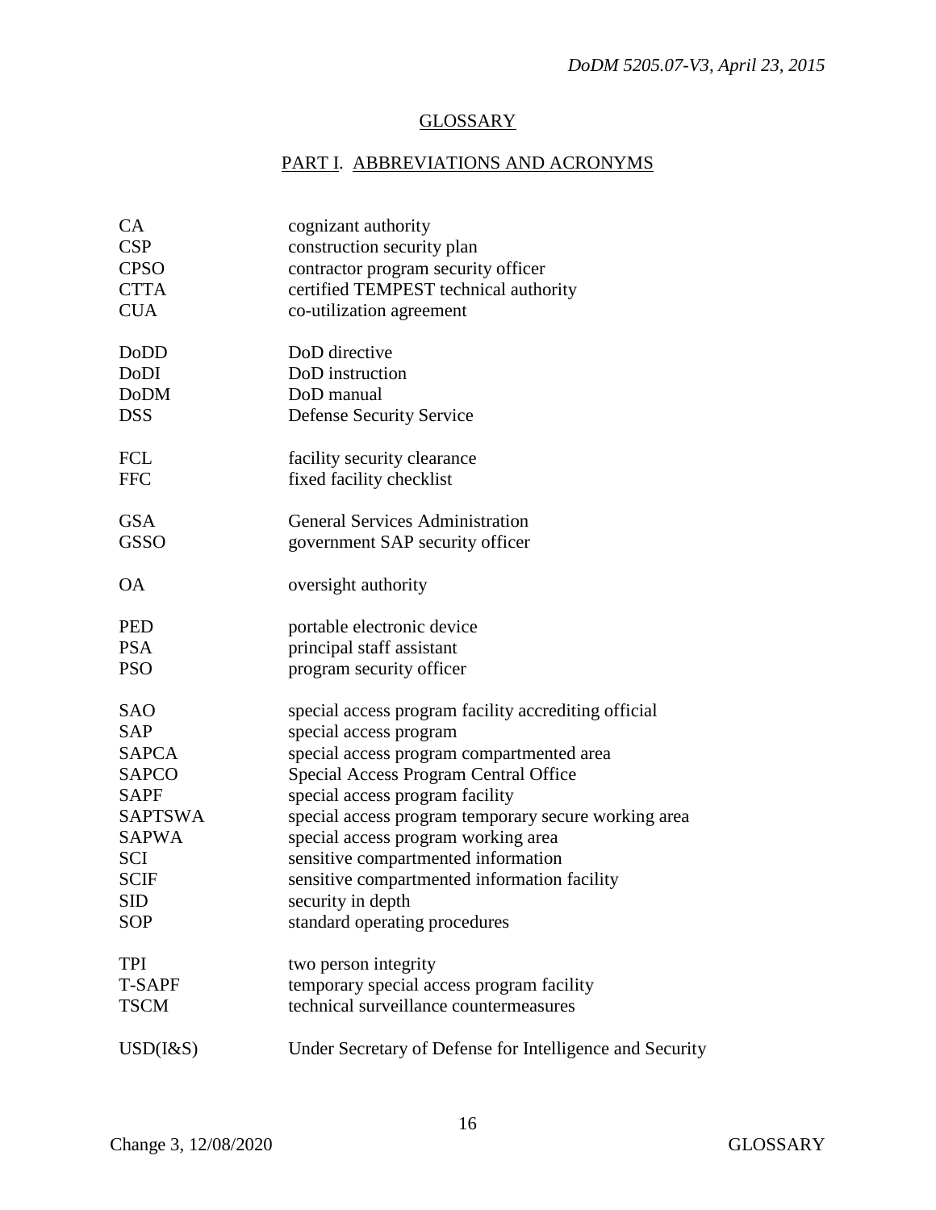# GLOSSARY

## PART I. ABBREVIATIONS AND ACRONYMS

| | |
|---|---|
| CA | cognizant authority |
| CSP | construction security plan |
| CPSO | contractor program security officer |
| CTTA | certified TEMPEST technical authority |
| CUA | co-utilization agreement |
| DoDD | DoD directive |
| DoDI | DoD instruction |
| DoDM | DoD manual |
| DSS | Defense Security Service |
| FCL | facility security clearance |
| FFC | fixed facility checklist |
| GSA | General Services Administration |
| GSSO | government SAP security officer |
| OA | oversight authority |
| PED | portable electronic device |
| PSA | principal staff assistant |
| PSO | program security officer |
| SAO | special access program facility accrediting official |
| SAP | special access program |
| SAPCA | special access program compartmented area |
| SAPCO | Special Access Program Central Office |
| SAPF | special access program facility |
| SAPTSWA | special access program temporary secure working area |
| SAPWA | special access program working area |
| SCI | sensitive compartmented information |
| SCIF | sensitive compartmented information facility |
| SID | security in depth |
| SOP | standard operating procedures |
| TPI | two person integrity |
| T-SAPF | temporary special access program facility |
| TSCM | technical surveillance countermeasures |
| USD(I&S) | Under Secretary of Defense for Intelligence and Security |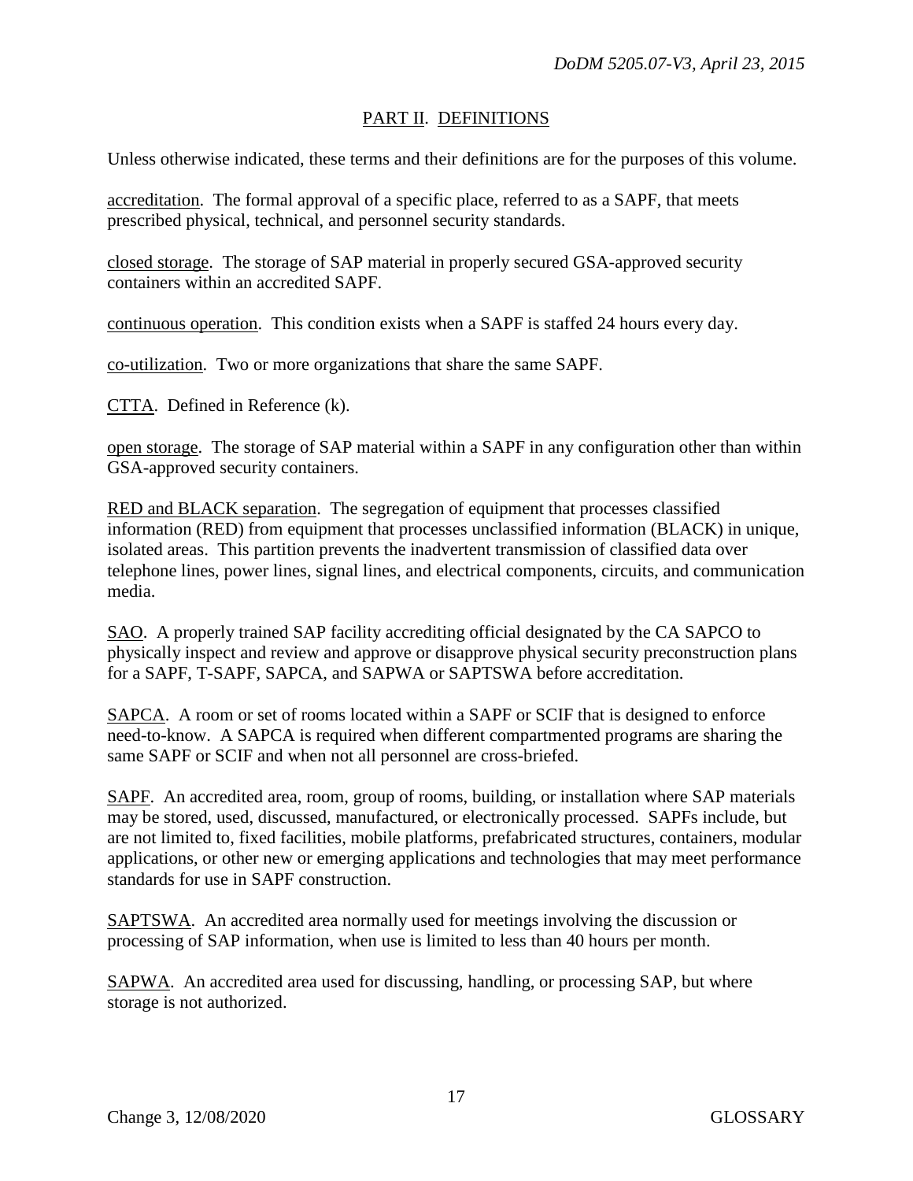## PART II. DEFINITIONS

Unless otherwise indicated, these terms and their definitions are for the purposes of this volume.

accreditation. The formal approval of a specific place, referred to as a SAPF, that meets prescribed physical, technical, and personnel security standards.

closed storage. The storage of SAP material in properly secured GSA-approved security containers within an accredited SAPF.

continuous operation. This condition exists when a SAPF is staffed 24 hours every day.

co-utilization. Two or more organizations that share the same SAPF.

CTTA. Defined in Reference (k).

open storage. The storage of SAP material within a SAPF in any configuration other than within GSA-approved security containers.

RED and BLACK separation. The segregation of equipment that processes classified information (RED) from equipment that processes unclassified information (BLACK) in unique, isolated areas. This partition prevents the inadvertent transmission of classified data over telephone lines, power lines, signal lines, and electrical components, circuits, and communication media.

SAO. A properly trained SAP facility accrediting official designated by the CA SAPCO to physically inspect and review and approve or disapprove physical security preconstruction plans for a SAPF, T-SAPF, SAPCA, and SAPWA or SAPTSWA before accreditation.

SAPCA. A room or set of rooms located within a SAPF or SCIF that is designed to enforce need-to-know. A SAPCA is required when different compartmented programs are sharing the same SAPF or SCIF and when not all personnel are cross-briefed.

SAPF. An accredited area, room, group of rooms, building, or installation where SAP materials may be stored, used, discussed, manufactured, or electronically processed. SAPFs include, but are not limited to, fixed facilities, mobile platforms, prefabricated structures, containers, modular applications, or other new or emerging applications and technologies that may meet performance standards for use in SAPF construction.

SAPTSWA. An accredited area normally used for meetings involving the discussion or processing of SAP information, when use is limited to less than 40 hours per month.

SAPWA. An accredited area used for discussing, handling, or processing SAP, but where storage is not authorized.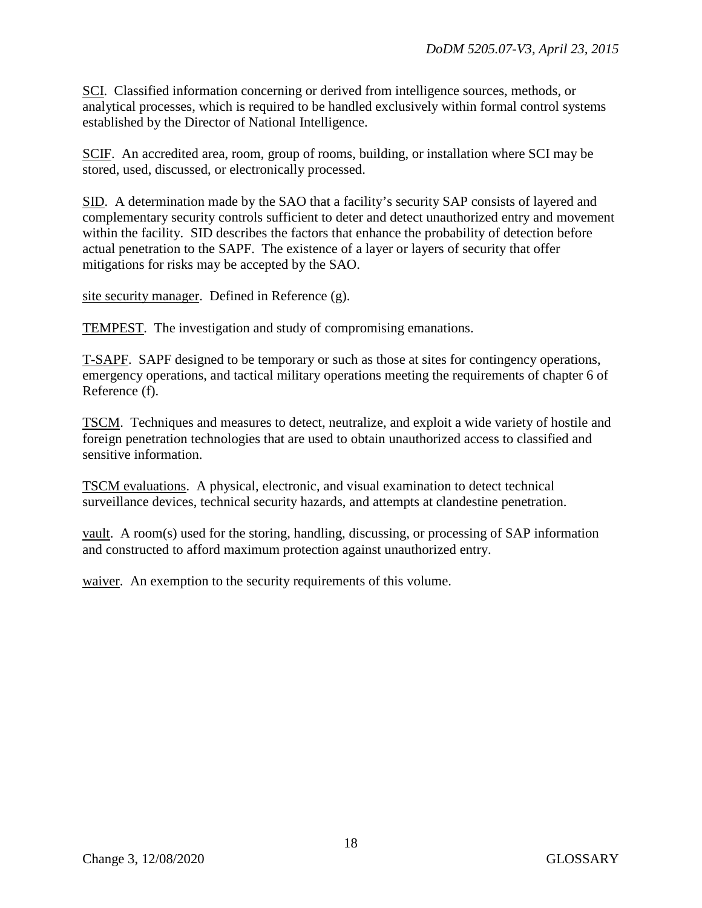SCI. Classified information concerning or derived from intelligence sources, methods, or analytical processes, which is required to be handled exclusively within formal control systems established by the Director of National Intelligence.

SCIF. An accredited area, room, group of rooms, building, or installation where SCI may be stored, used, discussed, or electronically processed.

SID. A determination made by the SAO that a facility's security SAP consists of layered and complementary security controls sufficient to deter and detect unauthorized entry and movement within the facility. SID describes the factors that enhance the probability of detection before actual penetration to the SAPF. The existence of a layer or layers of security that offer mitigations for risks may be accepted by the SAO.

site security manager. Defined in Reference (g).

TEMPEST. The investigation and study of compromising emanations.

T-SAPF. SAPF designed to be temporary or such as those at sites for contingency operations, emergency operations, and tactical military operations meeting the requirements of chapter 6 of Reference (f).

TSCM. Techniques and measures to detect, neutralize, and exploit a wide variety of hostile and foreign penetration technologies that are used to obtain unauthorized access to classified and sensitive information.

TSCM evaluations. A physical, electronic, and visual examination to detect technical surveillance devices, technical security hazards, and attempts at clandestine penetration.

vault. A room(s) used for the storing, handling, discussing, or processing of SAP information and constructed to afford maximum protection against unauthorized entry.

waiver. An exemption to the security requirements of this volume.